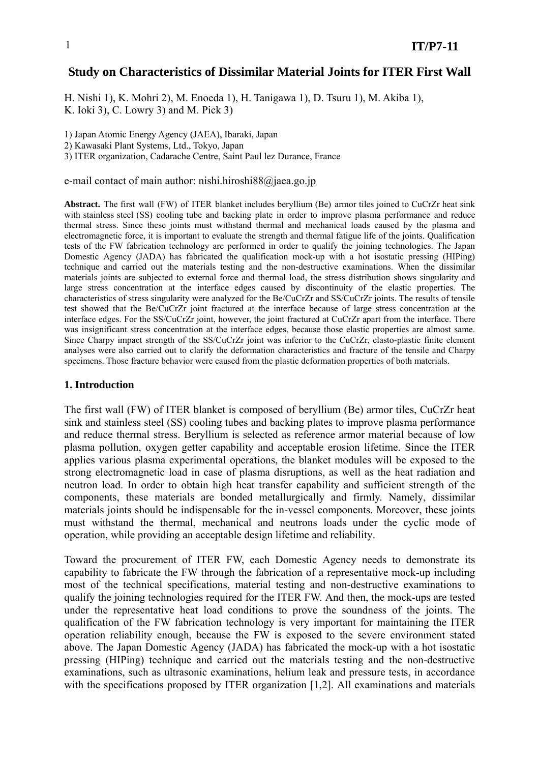# Study on Characteristics of Dissimilar Material Joints for ITER First Wall

H. Nishi 1), K. Mohri 2), M. Enoeda 1), H. Tanigawa 1), D. Tsuru 1), M. Akiba 1),
K. Ioki 3), C. Lowry 3) and M. Pick 3)

1) Japan Atomic Energy Agency (JAEA), Ibaraki, Japan
2) Kawasaki Plant Systems, Ltd., Tokyo, Japan
3) ITER organization, Cadarache Centre, Saint Paul lez Durance, France

e-mail contact of main author: nishi.hiroshi88@jaea.go.jp

**Abstract.** The first wall (FW) of ITER blanket includes beryllium (Be) armor tiles joined to CuCrZr heat sink with stainless steel (SS) cooling tube and backing plate in order to improve plasma performance and reduce thermal stress. Since these joints must withstand thermal and mechanical loads caused by the plasma and electromagnetic force, it is important to evaluate the strength and thermal fatigue life of the joints. Qualification tests of the FW fabrication technology are performed in order to qualify the joining technologies. The Japan Domestic Agency (JADA) has fabricated the qualification mock-up with a hot isostatic pressing (HIPing) technique and carried out the materials testing and the non-destructive examinations. When the dissimilar materials joints are subjected to external force and thermal load, the stress distribution shows singularity and large stress concentration at the interface edges caused by discontinuity of the elastic properties. The characteristics of stress singularity were analyzed for the Be/CuCrZr and SS/CuCrZr joints. The results of tensile test showed that the Be/CuCrZr joint fractured at the interface because of large stress concentration at the interface edges. For the SS/CuCrZr joint, however, the joint fractured at CuCrZr apart from the interface. There was insignificant stress concentration at the interface edges, because those elastic properties are almost same. Since Charpy impact strength of the SS/CuCrZr joint was inferior to the CuCrZr, elasto-plastic finite element analyses were also carried out to clarify the deformation characteristics and fracture of the tensile and Charpy specimens. Those fracture behavior were caused from the plastic deformation properties of both materials.

## 1. Introduction

The first wall (FW) of ITER blanket is composed of beryllium (Be) armor tiles, CuCrZr heat sink and stainless steel (SS) cooling tubes and backing plates to improve plasma performance and reduce thermal stress. Beryllium is selected as reference armor material because of low plasma pollution, oxygen getter capability and acceptable erosion lifetime. Since the ITER applies various plasma experimental operations, the blanket modules will be exposed to the strong electromagnetic load in case of plasma disruptions, as well as the heat radiation and neutron load. In order to obtain high heat transfer capability and sufficient strength of the components, these materials are bonded metallurgically and firmly. Namely, dissimilar materials joints should be indispensable for the in-vessel components. Moreover, these joints must withstand the thermal, mechanical and neutrons loads under the cyclic mode of operation, while providing an acceptable design lifetime and reliability.

Toward the procurement of ITER FW, each Domestic Agency needs to demonstrate its capability to fabricate the FW through the fabrication of a representative mock-up including most of the technical specifications, material testing and non-destructive examinations to qualify the joining technologies required for the ITER FW. And then, the mock-ups are tested under the representative heat load conditions to prove the soundness of the joints. The qualification of the FW fabrication technology is very important for maintaining the ITER operation reliability enough, because the FW is exposed to the severe environment stated above. The Japan Domestic Agency (JADA) has fabricated the mock-up with a hot isostatic pressing (HIPing) technique and carried out the materials testing and the non-destructive examinations, such as ultrasonic examinations, helium leak and pressure tests, in accordance with the specifications proposed by ITER organization [1,2]. All examinations and materials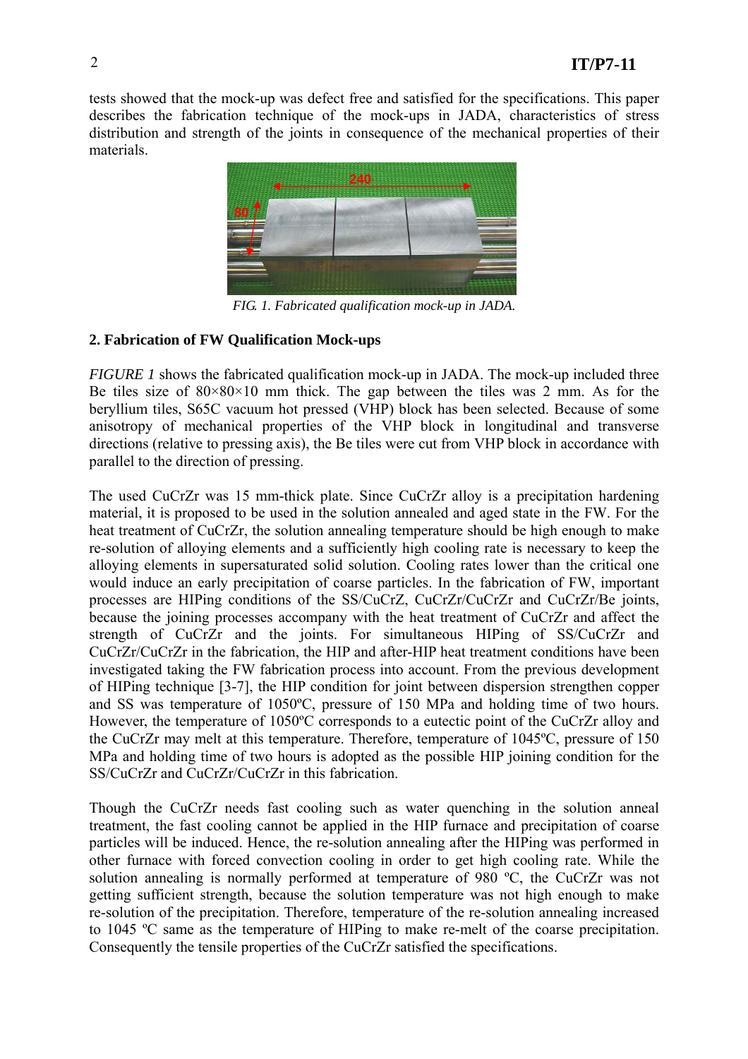tests showed that the mock-up was defect free and satisfied for the specifications. This paper describes the fabrication technique of the mock-ups in JADA, characteristics of stress distribution and strength of the joints in consequence of the mechanical properties of their materials.

*FIG. 1. Fabricated qualification mock-up in JADA.*

## 2. Fabrication of FW Qualification Mock-ups

*FIGURE 1* shows the fabricated qualification mock-up in JADA. The mock-up included three Be tiles size of 80×80×10 mm thick. The gap between the tiles was 2 mm. As for the beryllium tiles, S65C vacuum hot pressed (VHP) block has been selected. Because of some anisotropy of mechanical properties of the VHP block in longitudinal and transverse directions (relative to pressing axis), the Be tiles were cut from VHP block in accordance with parallel to the direction of pressing.

The used CuCrZr was 15 mm-thick plate. Since CuCrZr alloy is a precipitation hardening material, it is proposed to be used in the solution annealed and aged state in the FW. For the heat treatment of CuCrZr, the solution annealing temperature should be high enough to make re-solution of alloying elements and a sufficiently high cooling rate is necessary to keep the alloying elements in supersaturated solid solution. Cooling rates lower than the critical one would induce an early precipitation of coarse particles. In the fabrication of FW, important processes are HIPing conditions of the SS/CuCrZ, CuCrZr/CuCrZr and CuCrZr/Be joints, because the joining processes accompany with the heat treatment of CuCrZr and affect the strength of CuCrZr and the joints. For simultaneous HIPing of SS/CuCrZr and CuCrZr/CuCrZr in the fabrication, the HIP and after-HIP heat treatment conditions have been investigated taking the FW fabrication process into account. From the previous development of HIPing technique [3-7], the HIP condition for joint between dispersion strengthen copper and SS was temperature of 1050ºC, pressure of 150 MPa and holding time of two hours. However, the temperature of 1050ºC corresponds to a eutectic point of the CuCrZr alloy and the CuCrZr may melt at this temperature. Therefore, temperature of 1045ºC, pressure of 150 MPa and holding time of two hours is adopted as the possible HIP joining condition for the SS/CuCrZr and CuCrZr/CuCrZr in this fabrication.

Though the CuCrZr needs fast cooling such as water quenching in the solution anneal treatment, the fast cooling cannot be applied in the HIP furnace and precipitation of coarse particles will be induced. Hence, the re-solution annealing after the HIPing was performed in other furnace with forced convection cooling in order to get high cooling rate. While the solution annealing is normally performed at temperature of 980 ºC, the CuCrZr was not getting sufficient strength, because the solution temperature was not high enough to make re-solution of the precipitation. Therefore, temperature of the re-solution annealing increased to 1045 ºC same as the temperature of HIPing to make re-melt of the coarse precipitation. Consequently the tensile properties of the CuCrZr satisfied the specifications.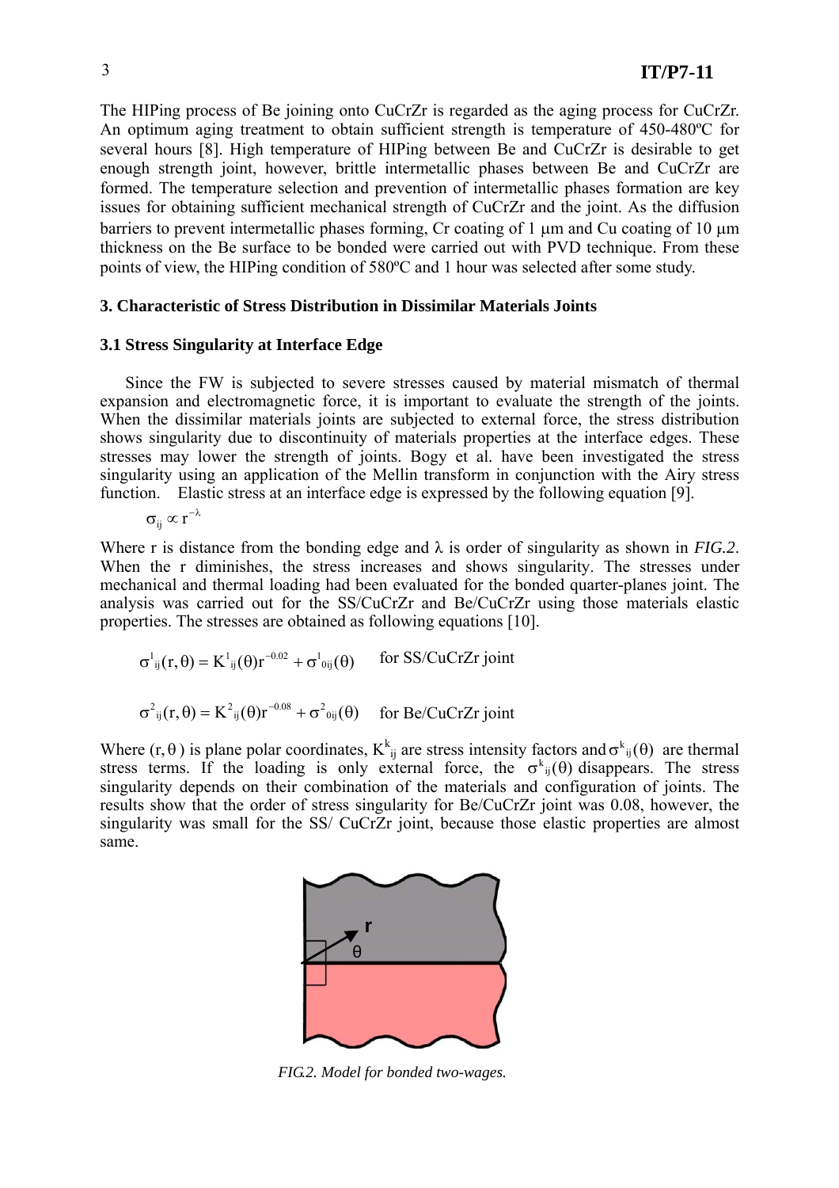The HIPing process of Be joining onto CuCrZr is regarded as the aging process for CuCrZr. An optimum aging treatment to obtain sufficient strength is temperature of 450-480ºC for several hours [8]. High temperature of HIPing between Be and CuCrZr is desirable to get enough strength joint, however, brittle intermetallic phases between Be and CuCrZr are formed. The temperature selection and prevention of intermetallic phases formation are key issues for obtaining sufficient mechanical strength of CuCrZr and the joint. As the diffusion barriers to prevent intermetallic phases forming, Cr coating of 1 μm and Cu coating of 10 μm thickness on the Be surface to be bonded were carried out with PVD technique. From these points of view, the HIPing condition of 580ºC and 1 hour was selected after some study.

### 3. Characteristic of Stress Distribution in Dissimilar Materials Joints

### 3.1 Stress Singularity at Interface Edge

Since the FW is subjected to severe stresses caused by material mismatch of thermal expansion and electromagnetic force, it is important to evaluate the strength of the joints. When the dissimilar materials joints are subjected to external force, the stress distribution shows singularity due to discontinuity of materials properties at the interface edges. These stresses may lower the strength of joints. Bogy et al. have been investigated the stress singularity using an application of the Mellin transform in conjunction with the Airy stress function. Elastic stress at an interface edge is expressed by the following equation [9].

$$\sigma_{ij} \propto r^{-\lambda}$$

Where r is distance from the bonding edge and λ is order of singularity as shown in *FIG.2*. When the r diminishes, the stress increases and shows singularity. The stresses under mechanical and thermal loading had been evaluated for the bonded quarter-planes joint. The analysis was carried out for the SS/CuCrZr and Be/CuCrZr using those materials elastic properties. The stresses are obtained as following equations [10].

$$\sigma^{1}_{ij}(r,\theta) = K^{1}_{ij}(\theta) r^{-0.02} + \sigma^{1}_{0ij}(\theta) \quad \text{for SS/CuCrZr joint}$$

$$\sigma^{2}_{ij}(r,\theta) = K^{2}_{ij}(\theta) r^{-0.08} + \sigma^{2}_{0ij}(\theta) \quad \text{for Be/CuCrZr joint}$$

Where $(r,\theta)$ is plane polar coordinates, $K^{k}_{ij}$ are stress intensity factors and $\sigma^{k}_{ij}(\theta)$ are thermal stress terms. If the loading is only external force, the $\sigma^{k}_{ij}(\theta)$ disappears. The stress singularity depends on their combination of the materials and configuration of joints. The results show that the order of stress singularity for Be/CuCrZr joint was 0.08, however, the singularity was small for the SS/ CuCrZr joint, because those elastic properties are almost same.

*FIG.2. Model for bonded two-wages.*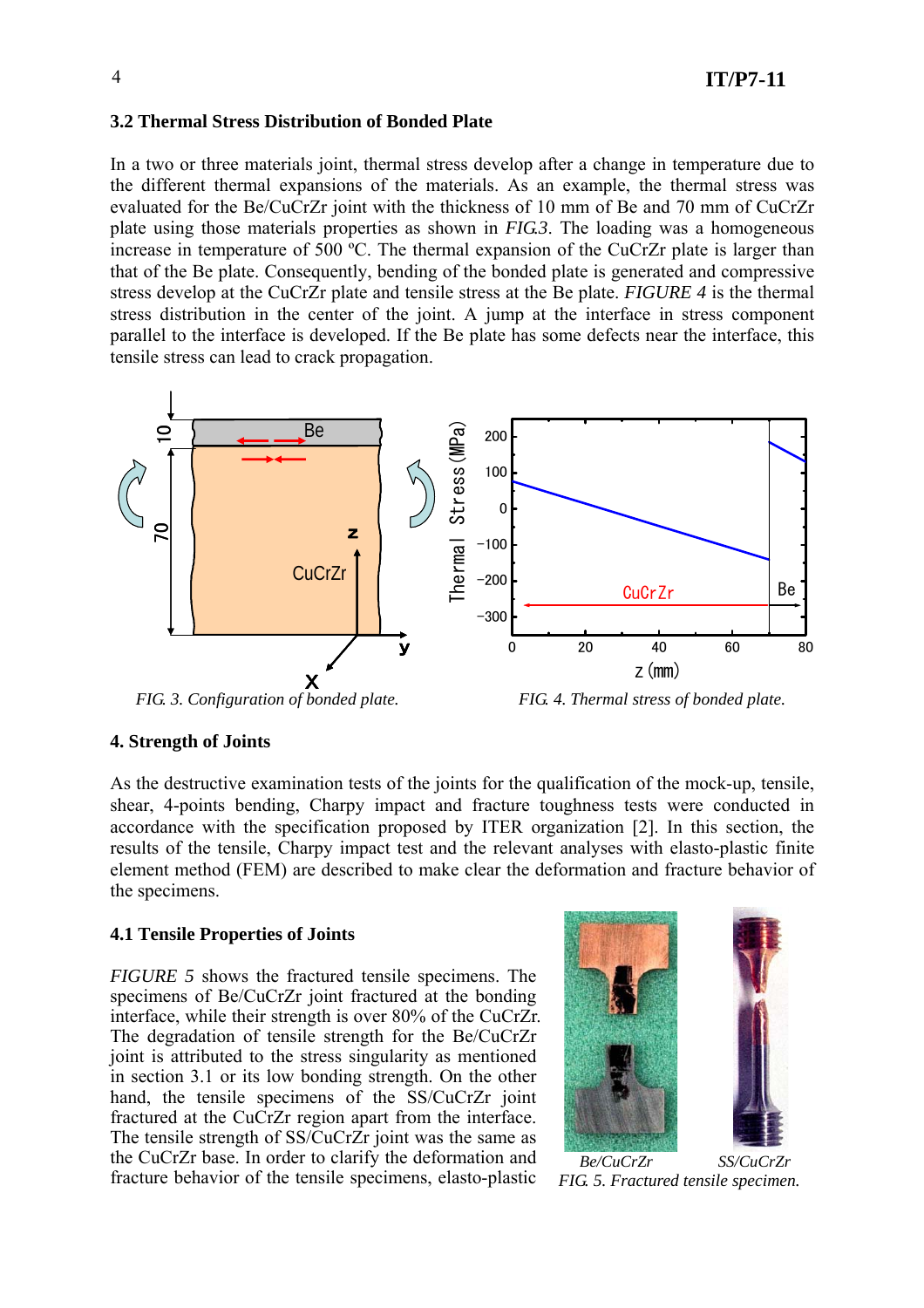### 3.2 Thermal Stress Distribution of Bonded Plate

In a two or three materials joint, thermal stress develop after a change in temperature due to the different thermal expansions of the materials. As an example, the thermal stress was evaluated for the Be/CuCrZr joint with the thickness of 10 mm of Be and 70 mm of CuCrZr plate using those materials properties as shown in *FIG.3*. The loading was a homogeneous increase in temperature of 500 ºC. The thermal expansion of the CuCrZr plate is larger than that of the Be plate. Consequently, bending of the bonded plate is generated and compressive stress develop at the CuCrZr plate and tensile stress at the Be plate. *FIGURE 4* is the thermal stress distribution in the center of the joint. A jump at the interface in stress component parallel to the interface is developed. If the Be plate has some defects near the interface, this tensile stress can lead to crack propagation.

*FIG. 3. Configuration of bonded plate.*

*FIG. 4. Thermal stress of bonded plate.*

## 4. Strength of Joints

As the destructive examination tests of the joints for the qualification of the mock-up, tensile, shear, 4-points bending, Charpy impact and fracture toughness tests were conducted in accordance with the specification proposed by ITER organization [2]. In this section, the results of the tensile, Charpy impact test and the relevant analyses with elasto-plastic finite element method (FEM) are described to make clear the deformation and fracture behavior of the specimens.

### 4.1 Tensile Properties of Joints

*FIGURE 5* shows the fractured tensile specimens. The specimens of Be/CuCrZr joint fractured at the bonding interface, while their strength is over 80% of the CuCrZr. The degradation of tensile strength for the Be/CuCrZr joint is attributed to the stress singularity as mentioned in section 3.1 or its low bonding strength. On the other hand, the tensile specimens of the SS/CuCrZr joint fractured at the CuCrZr region apart from the interface. The tensile strength of SS/CuCrZr joint was the same as the CuCrZr base. In order to clarify the deformation and fracture behavior of the tensile specimens, elasto-plastic

*Be/CuCrZr* *SS/CuCrZr*

*FIG. 5. Fractured tensile specimen.*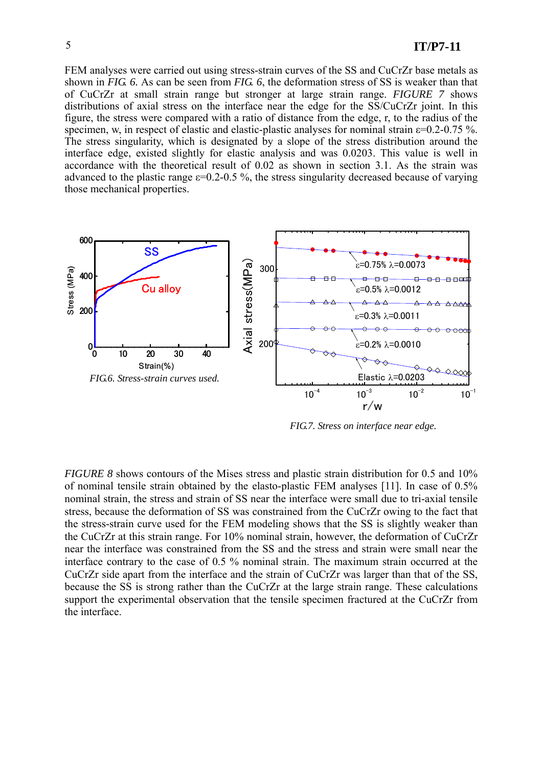FEM analyses were carried out using stress-strain curves of the SS and CuCrZr base metals as shown in *FIG. 6*. As can be seen from *FIG. 6*, the deformation stress of SS is weaker than that of CuCrZr at small strain range but stronger at large strain range. *FIGURE 7* shows distributions of axial stress on the interface near the edge for the SS/CuCrZr joint. In this figure, the stress were compared with a ratio of distance from the edge, r, to the radius of the specimen, w, in respect of elastic and elastic-plastic analyses for nominal strain $\varepsilon$=0.2-0.75 %. The stress singularity, which is designated by a slope of the stress distribution around the interface edge, existed slightly for elastic analysis and was 0.0203. This value is well in accordance with the theoretical result of 0.02 as shown in section 3.1. As the strain was advanced to the plastic range $\varepsilon$=0.2-0.5 %, the stress singularity decreased because of varying those mechanical properties.

*FIG.6. Stress-strain curves used.*

*FIG.7. Stress on interface near edge.*

*FIGURE 8* shows contours of the Mises stress and plastic strain distribution for 0.5 and 10% of nominal tensile strain obtained by the elasto-plastic FEM analyses [11]. In case of 0.5% nominal strain, the stress and strain of SS near the interface were small due to tri-axial tensile stress, because the deformation of SS was constrained from the CuCrZr owing to the fact that the stress-strain curve used for the FEM modeling shows that the SS is slightly weaker than the CuCrZr at this strain range. For 10% nominal strain, however, the deformation of CuCrZr near the interface was constrained from the SS and the stress and strain were small near the interface contrary to the case of 0.5 % nominal strain. The maximum strain occurred at the CuCrZr side apart from the interface and the strain of CuCrZr was larger than that of the SS, because the SS is strong rather than the CuCrZr at the large strain range. These calculations support the experimental observation that the tensile specimen fractured at the CuCrZr from the interface.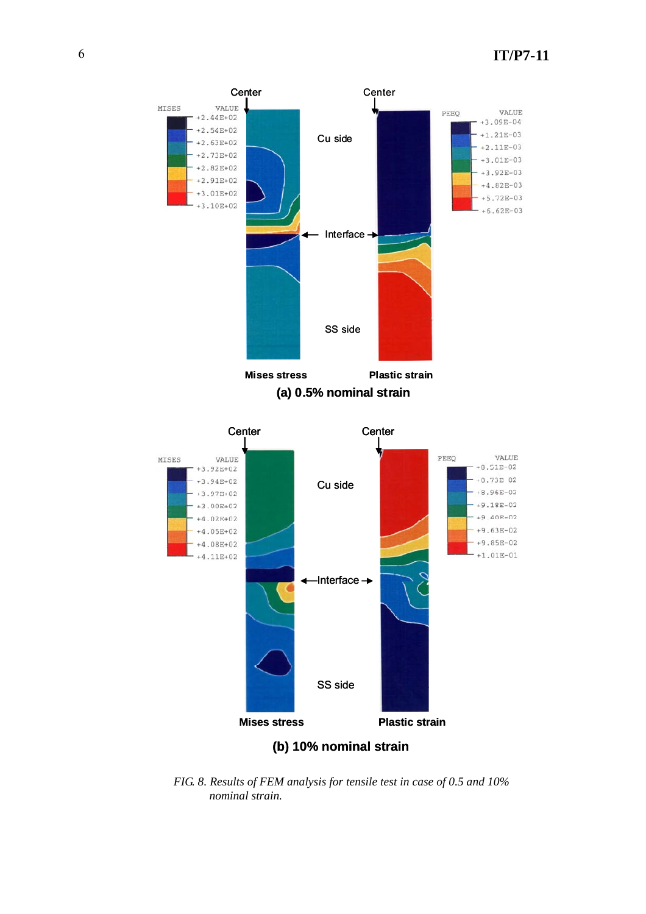FIG. 8. Results of FEM analysis for tensile test in case of 0.5 and 10% nominal strain.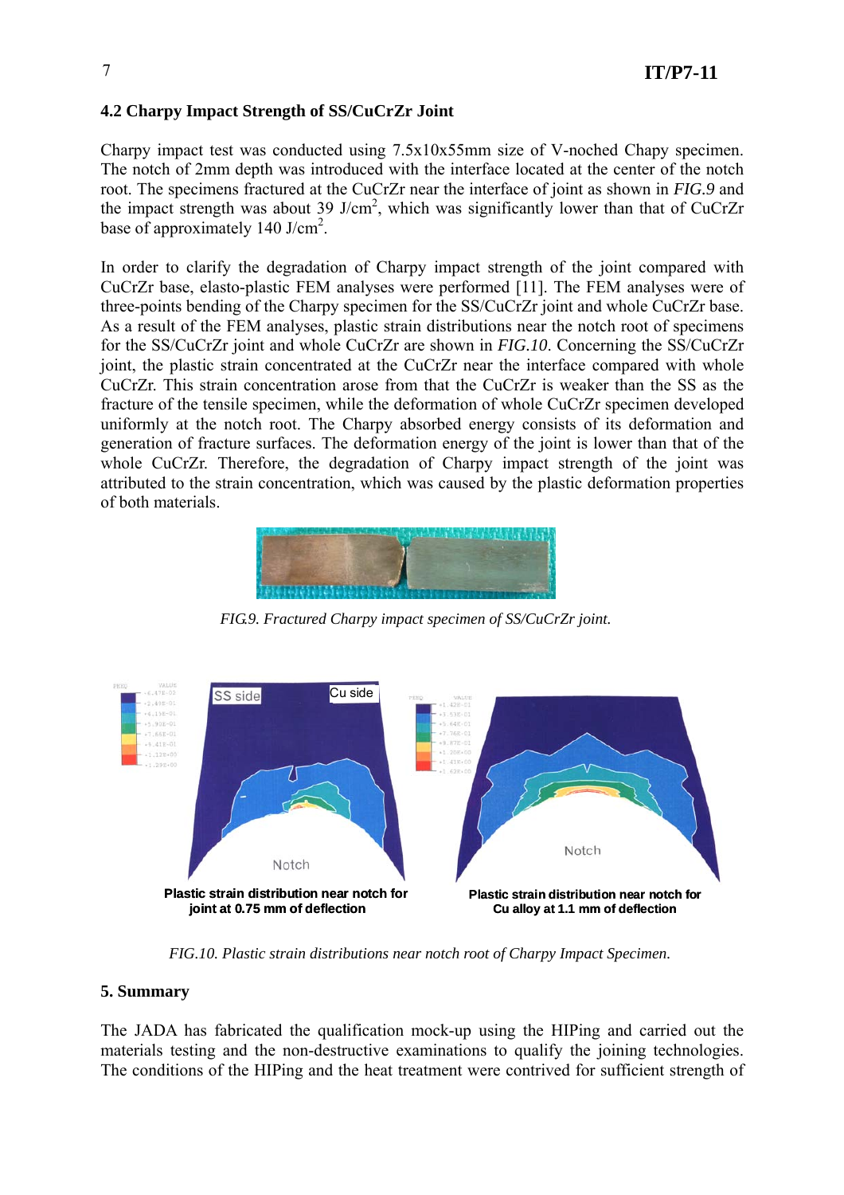## 4.2 Charpy Impact Strength of SS/CuCrZr Joint

Charpy impact test was conducted using 7.5x10x55mm size of V-noched Chapy specimen. The notch of 2mm depth was introduced with the interface located at the center of the notch root. The specimens fractured at the CuCrZr near the interface of joint as shown in *FIG.9* and the impact strength was about 39 J/cm$^2$, which was significantly lower than that of CuCrZr base of approximately 140 J/cm$^2$.

In order to clarify the degradation of Charpy impact strength of the joint compared with CuCrZr base, elasto-plastic FEM analyses were performed [11]. The FEM analyses were of three-points bending of the Charpy specimen for the SS/CuCrZr joint and whole CuCrZr base. As a result of the FEM analyses, plastic strain distributions near the notch root of specimens for the SS/CuCrZr joint and whole CuCrZr are shown in *FIG.10*. Concerning the SS/CuCrZr joint, the plastic strain concentrated at the CuCrZr near the interface compared with whole CuCrZr. This strain concentration arose from that the CuCrZr is weaker than the SS as the fracture of the tensile specimen, while the deformation of whole CuCrZr specimen developed uniformly at the notch root. The Charpy absorbed energy consists of its deformation and generation of fracture surfaces. The deformation energy of the joint is lower than that of the whole CuCrZr. Therefore, the degradation of Charpy impact strength of the joint was attributed to the strain concentration, which was caused by the plastic deformation properties of both materials.

*FIG.9. Fractured Charpy impact specimen of SS/CuCrZr joint.*

*FIG.10. Plastic strain distributions near notch root of Charpy Impact Specimen.*

## 5. Summary

The JADA has fabricated the qualification mock-up using the HIPing and carried out the materials testing and the non-destructive examinations to qualify the joining technologies. The conditions of the HIPing and the heat treatment were contrived for sufficient strength of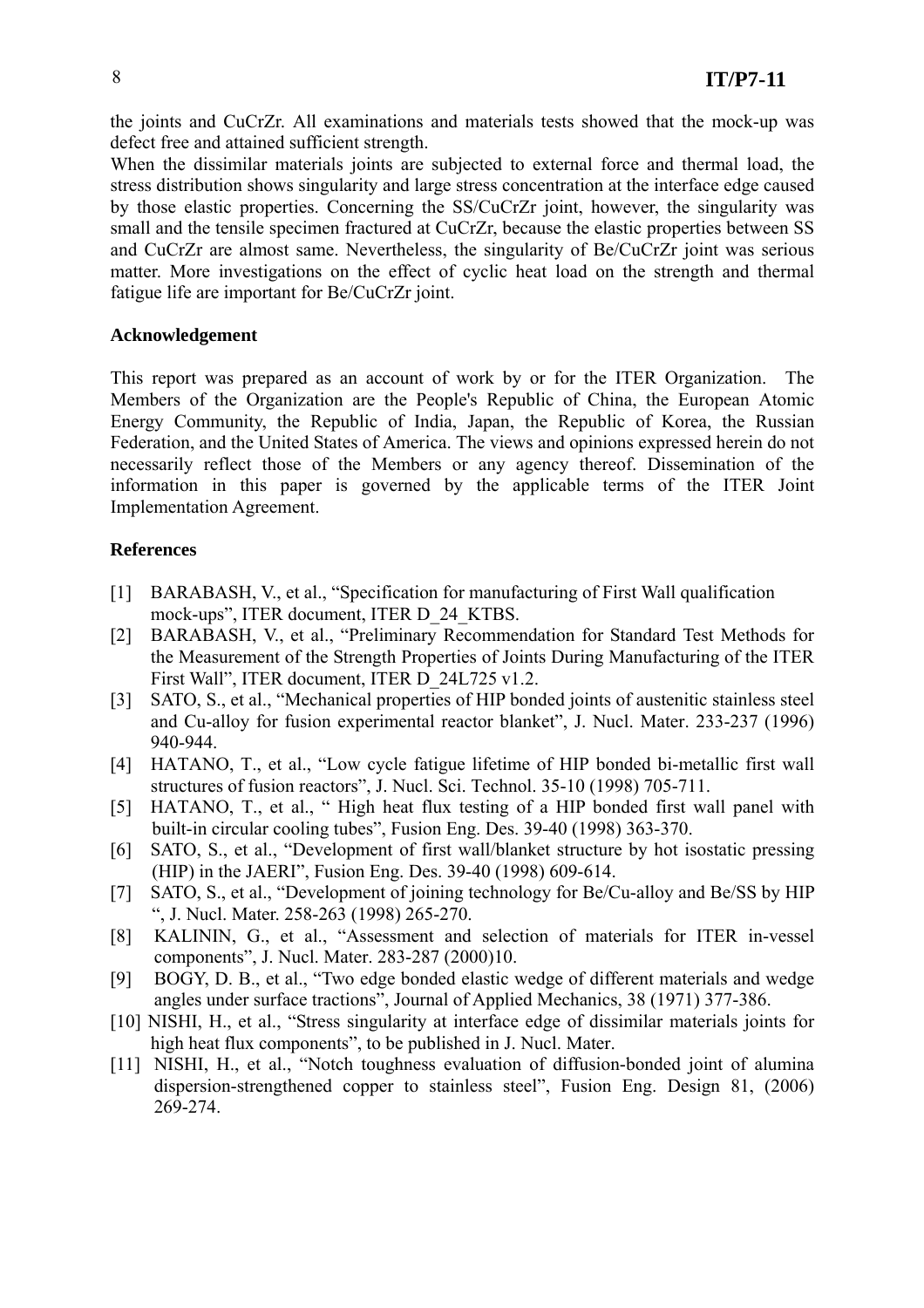the joints and CuCrZr. All examinations and materials tests showed that the mock-up was defect free and attained sufficient strength.

When the dissimilar materials joints are subjected to external force and thermal load, the stress distribution shows singularity and large stress concentration at the interface edge caused by those elastic properties. Concerning the SS/CuCrZr joint, however, the singularity was small and the tensile specimen fractured at CuCrZr, because the elastic properties between SS and CuCrZr are almost same. Nevertheless, the singularity of Be/CuCrZr joint was serious matter. More investigations on the effect of cyclic heat load on the strength and thermal fatigue life are important for Be/CuCrZr joint.

### Acknowledgement

This report was prepared as an account of work by or for the ITER Organization. The Members of the Organization are the People's Republic of China, the European Atomic Energy Community, the Republic of India, Japan, the Republic of Korea, the Russian Federation, and the United States of America. The views and opinions expressed herein do not necessarily reflect those of the Members or any agency thereof. Dissemination of the information in this paper is governed by the applicable terms of the ITER Joint Implementation Agreement.

### References

[1] BARABASH, V., et al., "Specification for manufacturing of First Wall qualification mock-ups", ITER document, ITER D_24_KTBS.

[2] BARABASH, V., et al., "Preliminary Recommendation for Standard Test Methods for the Measurement of the Strength Properties of Joints During Manufacturing of the ITER First Wall", ITER document, ITER D_24L725 v1.2.

[3] SATO, S., et al., "Mechanical properties of HIP bonded joints of austenitic stainless steel and Cu-alloy for fusion experimental reactor blanket", J. Nucl. Mater. 233-237 (1996) 940-944.

[4] HATANO, T., et al., "Low cycle fatigue lifetime of HIP bonded bi-metallic first wall structures of fusion reactors", J. Nucl. Sci. Technol. 35-10 (1998) 705-711.

[5] HATANO, T., et al., " High heat flux testing of a HIP bonded first wall panel with built-in circular cooling tubes", Fusion Eng. Des. 39-40 (1998) 363-370.

[6] SATO, S., et al., "Development of first wall/blanket structure by hot isostatic pressing (HIP) in the JAERI", Fusion Eng. Des. 39-40 (1998) 609-614.

[7] SATO, S., et al., "Development of joining technology for Be/Cu-alloy and Be/SS by HIP ", J. Nucl. Mater. 258-263 (1998) 265-270.

[8] KALININ, G., et al., "Assessment and selection of materials for ITER in-vessel components", J. Nucl. Mater. 283-287 (2000)10.

[9] BOGY, D. B., et al., "Two edge bonded elastic wedge of different materials and wedge angles under surface tractions", Journal of Applied Mechanics, 38 (1971) 377-386.

[10] NISHI, H., et al., "Stress singularity at interface edge of dissimilar materials joints for high heat flux components", to be published in J. Nucl. Mater.

[11] NISHI, H., et al., "Notch toughness evaluation of diffusion-bonded joint of alumina dispersion-strengthened copper to stainless steel", Fusion Eng. Design 81, (2006) 269-274.